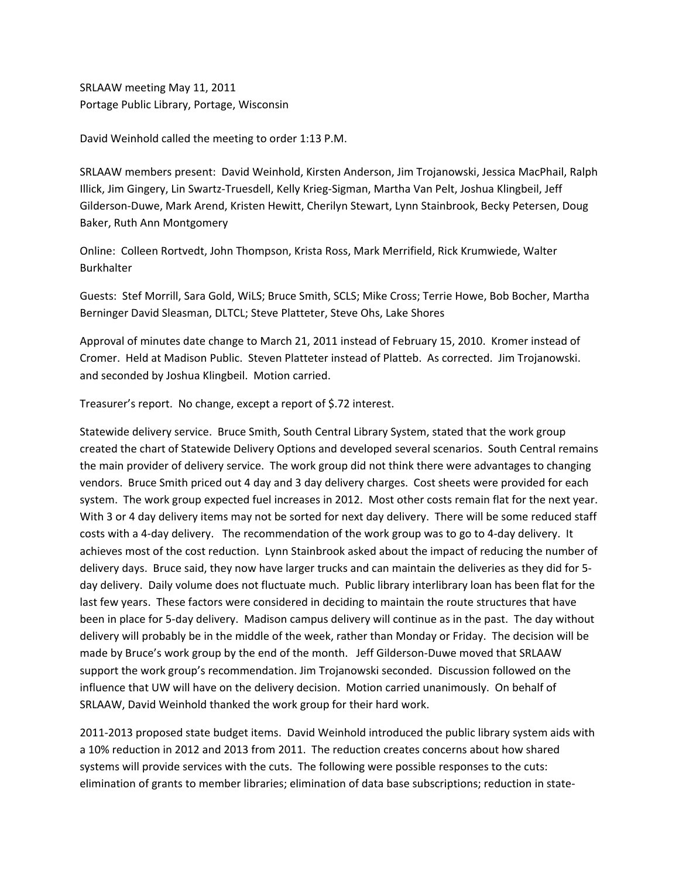SRLAAW meeting May 11, 2011
Portage Public Library, Portage, Wisconsin

David Weinhold called the meeting to order 1:13 P.M.

SRLAAW members present: David Weinhold, Kirsten Anderson, Jim Trojanowski, Jessica MacPhail, Ralph Illick, Jim Gingery, Lin Swartz-Truesdell, Kelly Krieg-Sigman, Martha Van Pelt, Joshua Klingbeil, Jeff Gilderson-Duwe, Mark Arend, Kristen Hewitt, Cherilyn Stewart, Lynn Stainbrook, Becky Petersen, Doug Baker, Ruth Ann Montgomery

Online: Colleen Rortvedt, John Thompson, Krista Ross, Mark Merrifield, Rick Krumwiede, Walter Burkhalter

Guests: Stef Morrill, Sara Gold, WiLS; Bruce Smith, SCLS; Mike Cross; Terrie Howe, Bob Bocher, Martha Berninger David Sleasman, DLTCL; Steve Platteter, Steve Ohs, Lake Shores

Approval of minutes date change to March 21, 2011 instead of February 15, 2010. Kromer instead of Cromer. Held at Madison Public. Steven Platteter instead of Platteb. As corrected. Jim Trojanowski. and seconded by Joshua Klingbeil. Motion carried.

Treasurer's report. No change, except a report of $.72 interest.

Statewide delivery service. Bruce Smith, South Central Library System, stated that the work group created the chart of Statewide Delivery Options and developed several scenarios. South Central remains the main provider of delivery service. The work group did not think there were advantages to changing vendors. Bruce Smith priced out 4 day and 3 day delivery charges. Cost sheets were provided for each system. The work group expected fuel increases in 2012. Most other costs remain flat for the next year. With 3 or 4 day delivery items may not be sorted for next day delivery. There will be some reduced staff costs with a 4-day delivery. The recommendation of the work group was to go to 4-day delivery. It achieves most of the cost reduction. Lynn Stainbrook asked about the impact of reducing the number of delivery days. Bruce said, they now have larger trucks and can maintain the deliveries as they did for 5-day delivery. Daily volume does not fluctuate much. Public library interlibrary loan has been flat for the last few years. These factors were considered in deciding to maintain the route structures that have been in place for 5-day delivery. Madison campus delivery will continue as in the past. The day without delivery will probably be in the middle of the week, rather than Monday or Friday. The decision will be made by Bruce's work group by the end of the month. Jeff Gilderson-Duwe moved that SRLAAW support the work group's recommendation. Jim Trojanowski seconded. Discussion followed on the influence that UW will have on the delivery decision. Motion carried unanimously. On behalf of SRLAAW, David Weinhold thanked the work group for their hard work.

2011-2013 proposed state budget items. David Weinhold introduced the public library system aids with a 10% reduction in 2012 and 2013 from 2011. The reduction creates concerns about how shared systems will provide services with the cuts. The following were possible responses to the cuts: elimination of grants to member libraries; elimination of data base subscriptions; reduction in state-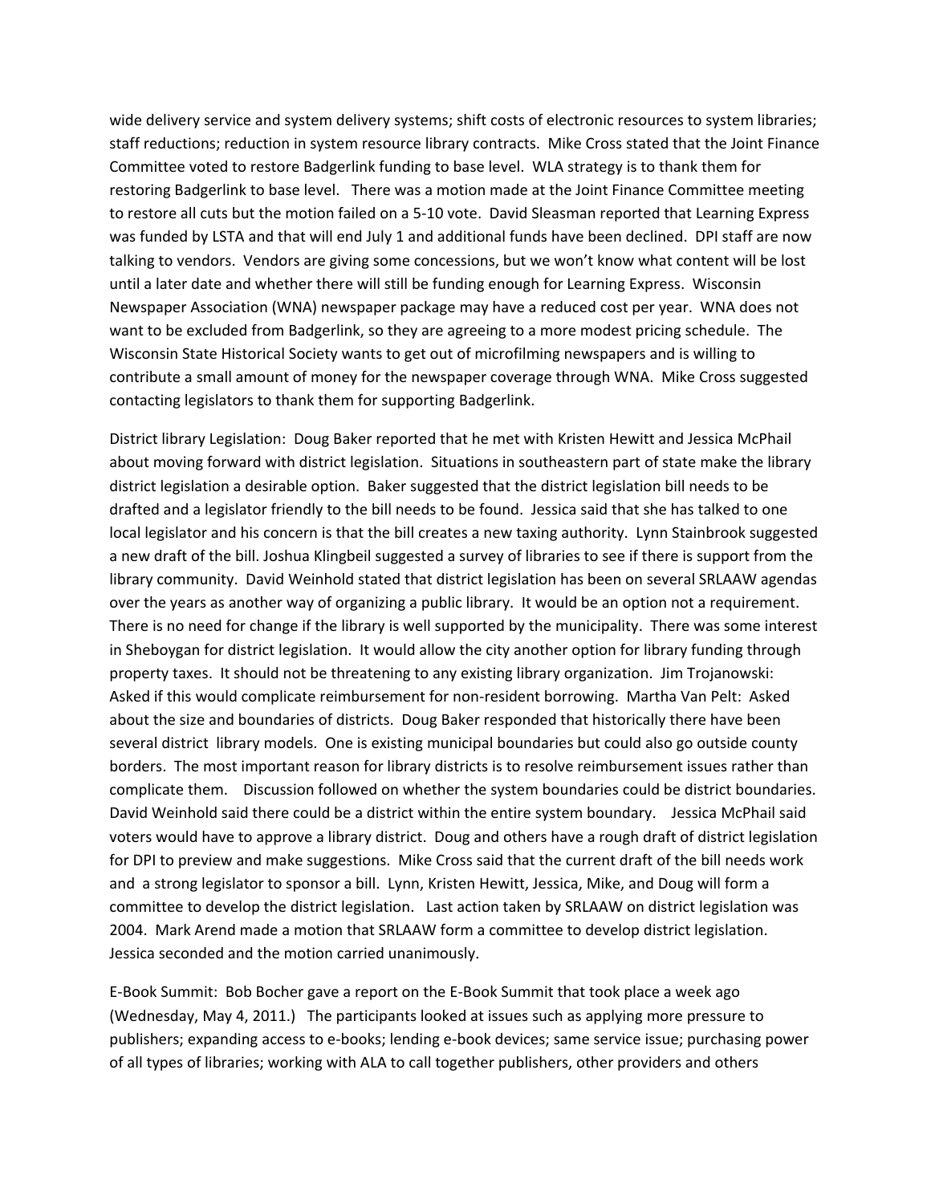wide delivery service and system delivery systems; shift costs of electronic resources to system libraries; staff reductions; reduction in system resource library contracts. Mike Cross stated that the Joint Finance Committee voted to restore Badgerlink funding to base level. WLA strategy is to thank them for restoring Badgerlink to base level. There was a motion made at the Joint Finance Committee meeting to restore all cuts but the motion failed on a 5-10 vote. David Sleasman reported that Learning Express was funded by LSTA and that will end July 1 and additional funds have been declined. DPI staff are now talking to vendors. Vendors are giving some concessions, but we won't know what content will be lost until a later date and whether there will still be funding enough for Learning Express. Wisconsin Newspaper Association (WNA) newspaper package may have a reduced cost per year. WNA does not want to be excluded from Badgerlink, so they are agreeing to a more modest pricing schedule. The Wisconsin State Historical Society wants to get out of microfilming newspapers and is willing to contribute a small amount of money for the newspaper coverage through WNA. Mike Cross suggested contacting legislators to thank them for supporting Badgerlink.

District library Legislation: Doug Baker reported that he met with Kristen Hewitt and Jessica McPhail about moving forward with district legislation. Situations in southeastern part of state make the library district legislation a desirable option. Baker suggested that the district legislation bill needs to be drafted and a legislator friendly to the bill needs to be found. Jessica said that she has talked to one local legislator and his concern is that the bill creates a new taxing authority. Lynn Stainbrook suggested a new draft of the bill. Joshua Klingbeil suggested a survey of libraries to see if there is support from the library community. David Weinhold stated that district legislation has been on several SRLAAW agendas over the years as another way of organizing a public library. It would be an option not a requirement. There is no need for change if the library is well supported by the municipality. There was some interest in Sheboygan for district legislation. It would allow the city another option for library funding through property taxes. It should not be threatening to any existing library organization. Jim Trojanowski: Asked if this would complicate reimbursement for non-resident borrowing. Martha Van Pelt: Asked about the size and boundaries of districts. Doug Baker responded that historically there have been several district library models. One is existing municipal boundaries but could also go outside county borders. The most important reason for library districts is to resolve reimbursement issues rather than complicate them. Discussion followed on whether the system boundaries could be district boundaries. David Weinhold said there could be a district within the entire system boundary. Jessica McPhail said voters would have to approve a library district. Doug and others have a rough draft of district legislation for DPI to preview and make suggestions. Mike Cross said that the current draft of the bill needs work and a strong legislator to sponsor a bill. Lynn, Kristen Hewitt, Jessica, Mike, and Doug will form a committee to develop the district legislation. Last action taken by SRLAAW on district legislation was 2004. Mark Arend made a motion that SRLAAW form a committee to develop district legislation. Jessica seconded and the motion carried unanimously.

E-Book Summit: Bob Bocher gave a report on the E-Book Summit that took place a week ago (Wednesday, May 4, 2011.) The participants looked at issues such as applying more pressure to publishers; expanding access to e-books; lending e-book devices; same service issue; purchasing power of all types of libraries; working with ALA to call together publishers, other providers and others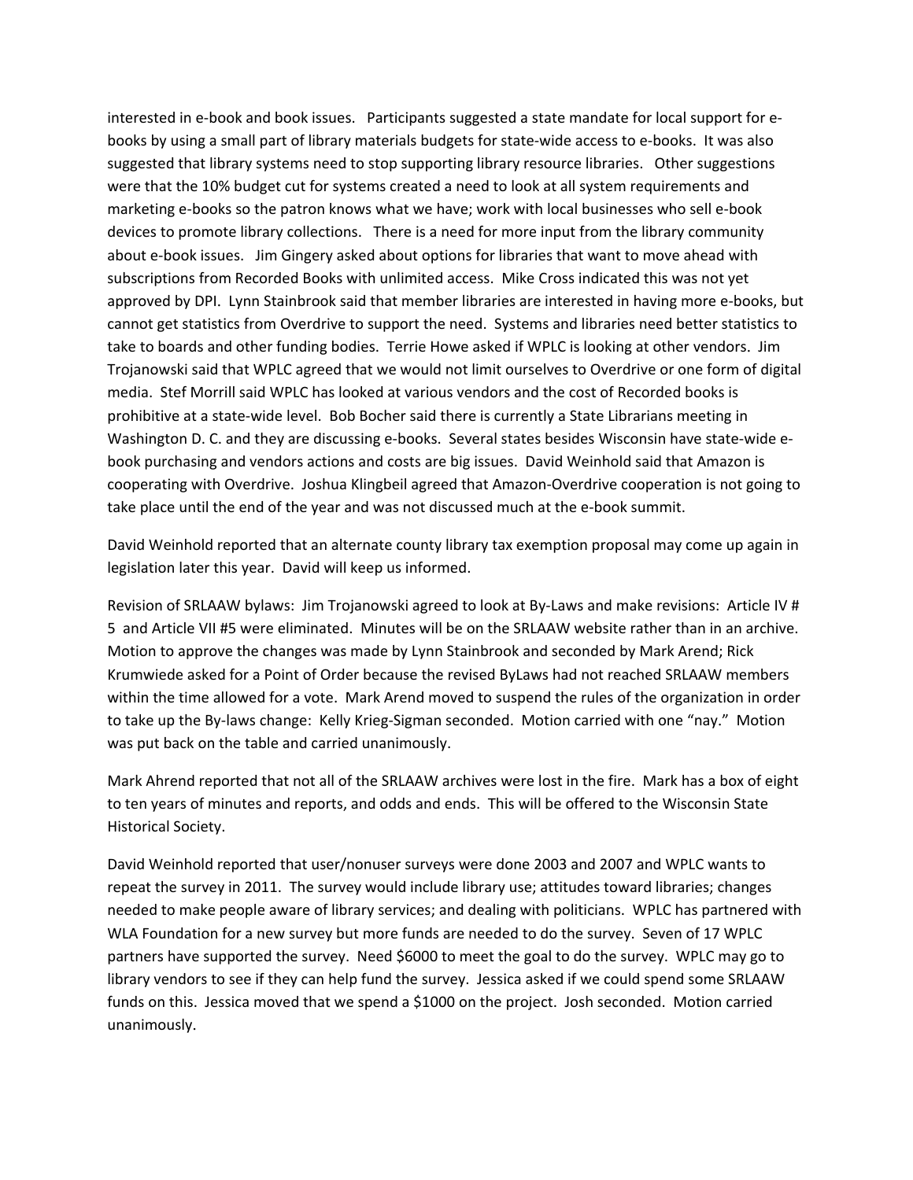interested in e-book and book issues.   Participants suggested a state mandate for local support for e-books by using a small part of library materials budgets for state-wide access to e-books.  It was also suggested that library systems need to stop supporting library resource libraries.   Other suggestions were that the 10% budget cut for systems created a need to look at all system requirements and marketing e-books so the patron knows what we have; work with local businesses who sell e-book devices to promote library collections.   There is a need for more input from the library community about e-book issues.   Jim Gingery asked about options for libraries that want to move ahead with subscriptions from Recorded Books with unlimited access.  Mike Cross indicated this was not yet approved by DPI.  Lynn Stainbrook said that member libraries are interested in having more e-books, but cannot get statistics from Overdrive to support the need.  Systems and libraries need better statistics to take to boards and other funding bodies.  Terrie Howe asked if WPLC is looking at other vendors.  Jim Trojanowski said that WPLC agreed that we would not limit ourselves to Overdrive or one form of digital media.  Stef Morrill said WPLC has looked at various vendors and the cost of Recorded books is prohibitive at a state-wide level.  Bob Bocher said there is currently a State Librarians meeting in Washington D. C. and they are discussing e-books.  Several states besides Wisconsin have state-wide e-book purchasing and vendors actions and costs are big issues.  David Weinhold said that Amazon is cooperating with Overdrive.  Joshua Klingbeil agreed that Amazon-Overdrive cooperation is not going to take place until the end of the year and was not discussed much at the e-book summit.

David Weinhold reported that an alternate county library tax exemption proposal may come up again in legislation later this year.  David will keep us informed.

Revision of SRLAAW bylaws:  Jim Trojanowski agreed to look at By-Laws and make revisions:  Article IV # 5  and Article VII #5 were eliminated.  Minutes will be on the SRLAAW website rather than in an archive.  Motion to approve the changes was made by Lynn Stainbrook and seconded by Mark Arend; Rick Krumwiede asked for a Point of Order because the revised ByLaws had not reached SRLAAW members within the time allowed for a vote.  Mark Arend moved to suspend the rules of the organization in order to take up the By-laws change:  Kelly Krieg-Sigman seconded.  Motion carried with one "nay."  Motion was put back on the table and carried unanimously.

Mark Ahrend reported that not all of the SRLAAW archives were lost in the fire.  Mark has a box of eight to ten years of minutes and reports, and odds and ends.  This will be offered to the Wisconsin State Historical Society.

David Weinhold reported that user/nonuser surveys were done 2003 and 2007 and WPLC wants to repeat the survey in 2011.  The survey would include library use; attitudes toward libraries; changes needed to make people aware of library services; and dealing with politicians.  WPLC has partnered with WLA Foundation for a new survey but more funds are needed to do the survey.  Seven of 17 WPLC partners have supported the survey.  Need $6000 to meet the goal to do the survey.  WPLC may go to library vendors to see if they can help fund the survey.  Jessica asked if we could spend some SRLAAW funds on this.  Jessica moved that we spend a $1000 on the project.  Josh seconded.  Motion carried unanimously.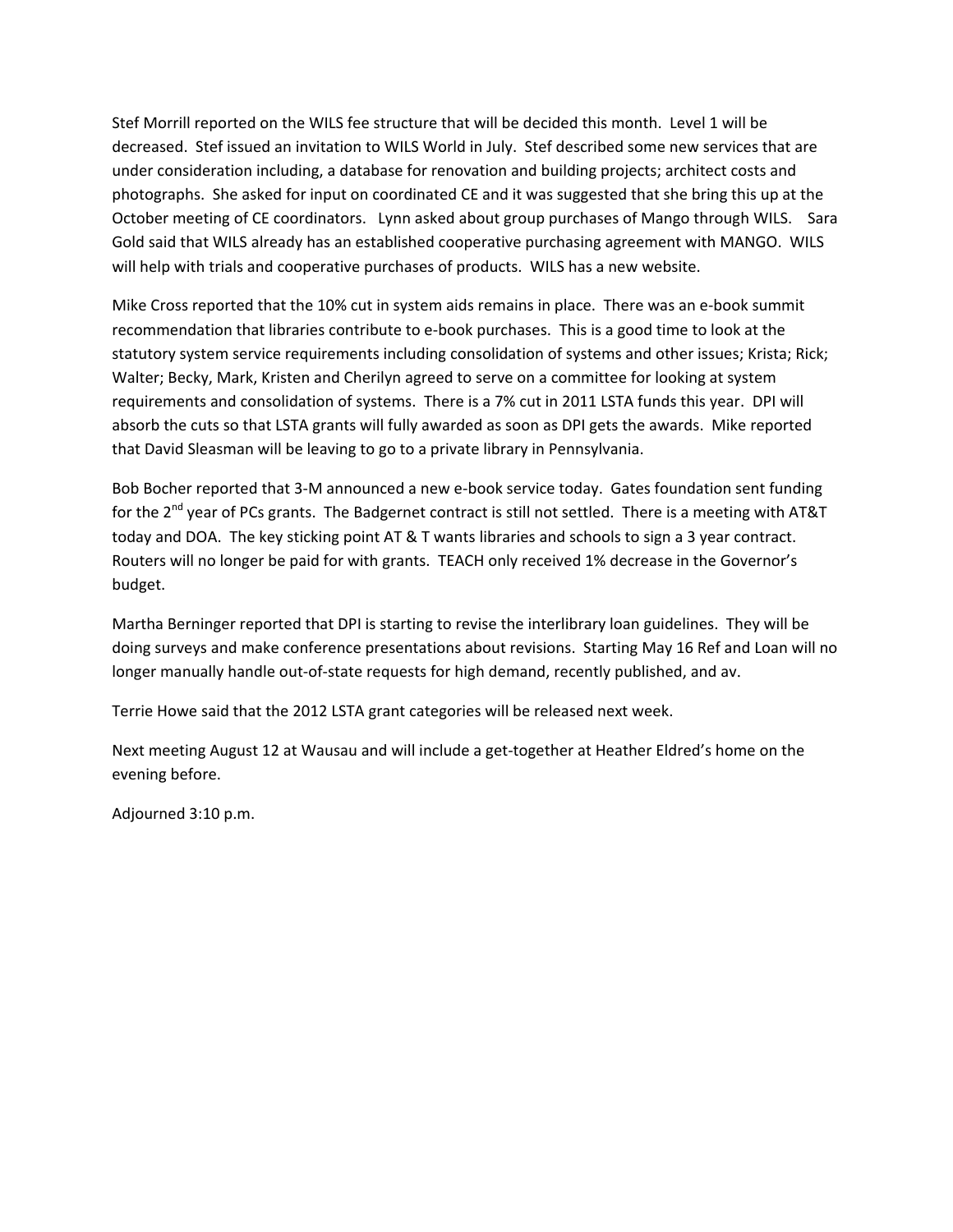Stef Morrill reported on the WILS fee structure that will be decided this month. Level 1 will be decreased. Stef issued an invitation to WILS World in July. Stef described some new services that are under consideration including, a database for renovation and building projects; architect costs and photographs. She asked for input on coordinated CE and it was suggested that she bring this up at the October meeting of CE coordinators. Lynn asked about group purchases of Mango through WILS. Sara Gold said that WILS already has an established cooperative purchasing agreement with MANGO. WILS will help with trials and cooperative purchases of products. WILS has a new website.

Mike Cross reported that the 10% cut in system aids remains in place. There was an e-book summit recommendation that libraries contribute to e-book purchases. This is a good time to look at the statutory system service requirements including consolidation of systems and other issues; Krista; Rick; Walter; Becky, Mark, Kristen and Cherilyn agreed to serve on a committee for looking at system requirements and consolidation of systems. There is a 7% cut in 2011 LSTA funds this year. DPI will absorb the cuts so that LSTA grants will fully awarded as soon as DPI gets the awards. Mike reported that David Sleasman will be leaving to go to a private library in Pennsylvania.

Bob Bocher reported that 3-M announced a new e-book service today. Gates foundation sent funding for the 2nd year of PCs grants. The Badgernet contract is still not settled. There is a meeting with AT&T today and DOA. The key sticking point AT & T wants libraries and schools to sign a 3 year contract. Routers will no longer be paid for with grants. TEACH only received 1% decrease in the Governor's budget.

Martha Berninger reported that DPI is starting to revise the interlibrary loan guidelines. They will be doing surveys and make conference presentations about revisions. Starting May 16 Ref and Loan will no longer manually handle out-of-state requests for high demand, recently published, and av.

Terrie Howe said that the 2012 LSTA grant categories will be released next week.

Next meeting August 12 at Wausau and will include a get-together at Heather Eldred's home on the evening before.

Adjourned 3:10 p.m.